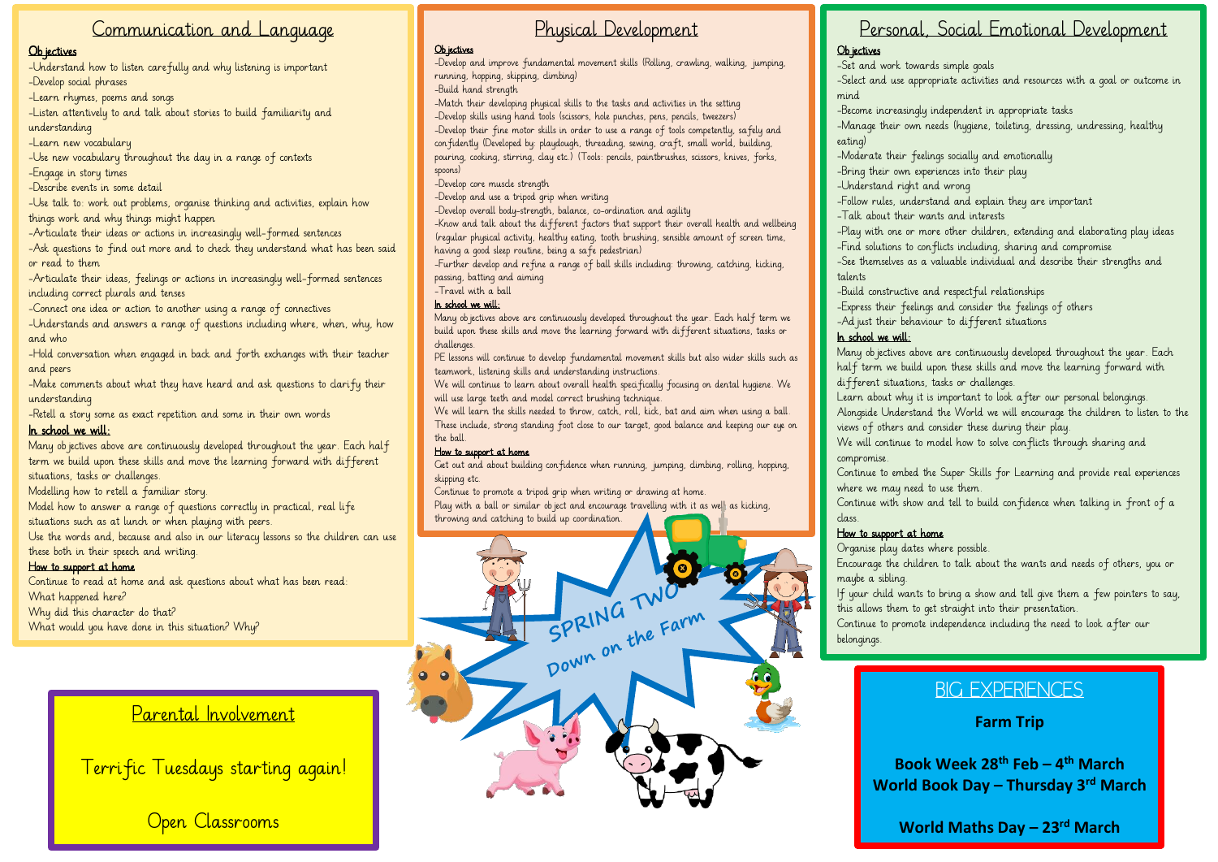## Communication and Language

**Objectives**

- Understand how to listen carefully and why listening is important
- Develop social phrases
- Learn rhymes, poems and songs
- Listen attentively to and talk about stories to build familiarity and understanding
- Learn new vocabulary
- Use new vocabulary throughout the day in a range of contexts
- Engage in story times
- Describe events in some detail
- Use talk to: work out problems, organise thinking and activities, explain how things work and why things might happen
- Articulate their ideas or actions in increasingly well-formed sentences
- Ask questions to find out more and to check they understand what has been said or read to them
- Articulate their ideas, feelings or actions in increasingly well-formed sentences including correct plurals and tenses
- Connect one idea or action to another using a range of connectives
- Understands and answers a range of questions including where, when, why, how and who
- Hold conversation when engaged in back and forth exchanges with their teacher and peers
- Make comments about what they have heard and ask questions to clarify their understanding
- Retell a story some as exact repetition and some in their own words

**In school we will:**

Many objectives above are continuously developed throughout the year. Each half term we build upon these skills and move the learning forward with different situations, tasks or challenges.

Modelling how to retell a familiar story.

Model how to answer a range of questions correctly in practical, real life situations such as at lunch or when playing with peers.

Use the words and, because and also in our literacy lessons so the children can use these both in their speech and writing.

**How to support at home**

Continue to read at home and ask questions about what has been read:

What happened here?

Why did this character do that?

What would you have done in this situation? Why?

## Physical Development

**Objectives**

- Develop and improve fundamental movement skills (Rolling, crawling, walking, jumping, running, hopping, skipping, climbing)
- Build hand strength
- Match their developing physical skills to the tasks and activities in the setting
- Develop skills using hand tools (scissors, hole punches, pens, pencils, tweezers)
- Develop their fine motor skills in order to use a range of tools competently, safely and confidently (Developed by: playdough, threading, sewing, craft, small world, building, pouring, cooking, stirring, clay etc.) (Tools: pencils, paintbrushes, scissors, knives, forks, spoons)
- Develop core muscle strength
- Develop and use a tripod grip when writing
- Develop overall body-strength, balance, co-ordination and agility
- Know and talk about the different factors that support their overall health and wellbeing (regular physical activity, healthy eating, tooth brushing, sensible amount of screen time, having a good sleep routine, being a safe pedestrian)
- Further develop and refine a range of ball skills including: throwing, catching, kicking, passing, batting and aiming
- Travel with a ball

**In school we will:**

Many objectives above are continuously developed throughout the year. Each half term we build upon these skills and move the learning forward with different situations, tasks or challenges.

PE lessons will continue to develop fundamental movement skills but also wider skills such as teamwork, listening skills and understanding instructions.

We will continue to learn about overall health specifically focusing on dental hygiene. We will use large teeth and model correct brushing technique.

We will learn the skills needed to throw, catch, roll, kick, bat and aim when using a ball. These include, strong standing foot close to our target, good balance and keeping our eye on the ball.

**How to support at home**

Get out and about building confidence when running, jumping, climbing, rolling, hopping, skipping etc.

Continue to promote a tripod grip when writing or drawing at home.

Play with a ball or similar object and encourage travelling with it as well as kicking, throwing and catching to build up coordination.

## Personal, Social Emotional Development

**Objectives**

- Set and work towards simple goals
- Select and use appropriate activities and resources with a goal or outcome in mind
- Become increasingly independent in appropriate tasks
- Manage their own needs (hygiene, toileting, dressing, undressing, healthy eating)
- Moderate their feelings socially and emotionally
- Bring their own experiences into their play
- Understand right and wrong
- Follow rules, understand and explain they are important
- Talk about their wants and interests
- Play with one or more other children, extending and elaborating play ideas
- Find solutions to conflicts including, sharing and compromise
- See themselves as a valuable individual and describe their strengths and talents
- Build constructive and respectful relationships
- Express their feelings and consider the feelings of others
- Adjust their behaviour to different situations

**In school we will:**

Many objectives above are continuously developed throughout the year. Each half term we build upon these skills and move the learning forward with different situations, tasks or challenges.

Learn about why it is important to look after our personal belongings.

Alongside Understand the World we will encourage the children to listen to the views of others and consider these during their play.

We will continue to model how to solve conflicts through sharing and compromise.

Continue to embed the Super Skills for Learning and provide real experiences where we may need to use them.

Continue with show and tell to build confidence when talking in front of a class.

**How to support at home**

Organise play dates where possible.

Encourage the children to talk about the wants and needs of others, you or maybe a sibling.

If your child wants to bring a show and tell give them a few pointers to say, this allows them to get straight into their presentation.

Continue to promote independence including the need to look after our belongings.

## SPRING TWO
### Down on the Farm

## Parental Involvement

Terrific Tuesdays starting again!

Open Classrooms

## BIG EXPERIENCES

**Farm Trip**

**Book Week 28th Feb – 4th March**
**World Book Day – Thursday 3rd March**

**World Maths Day – 23rd March**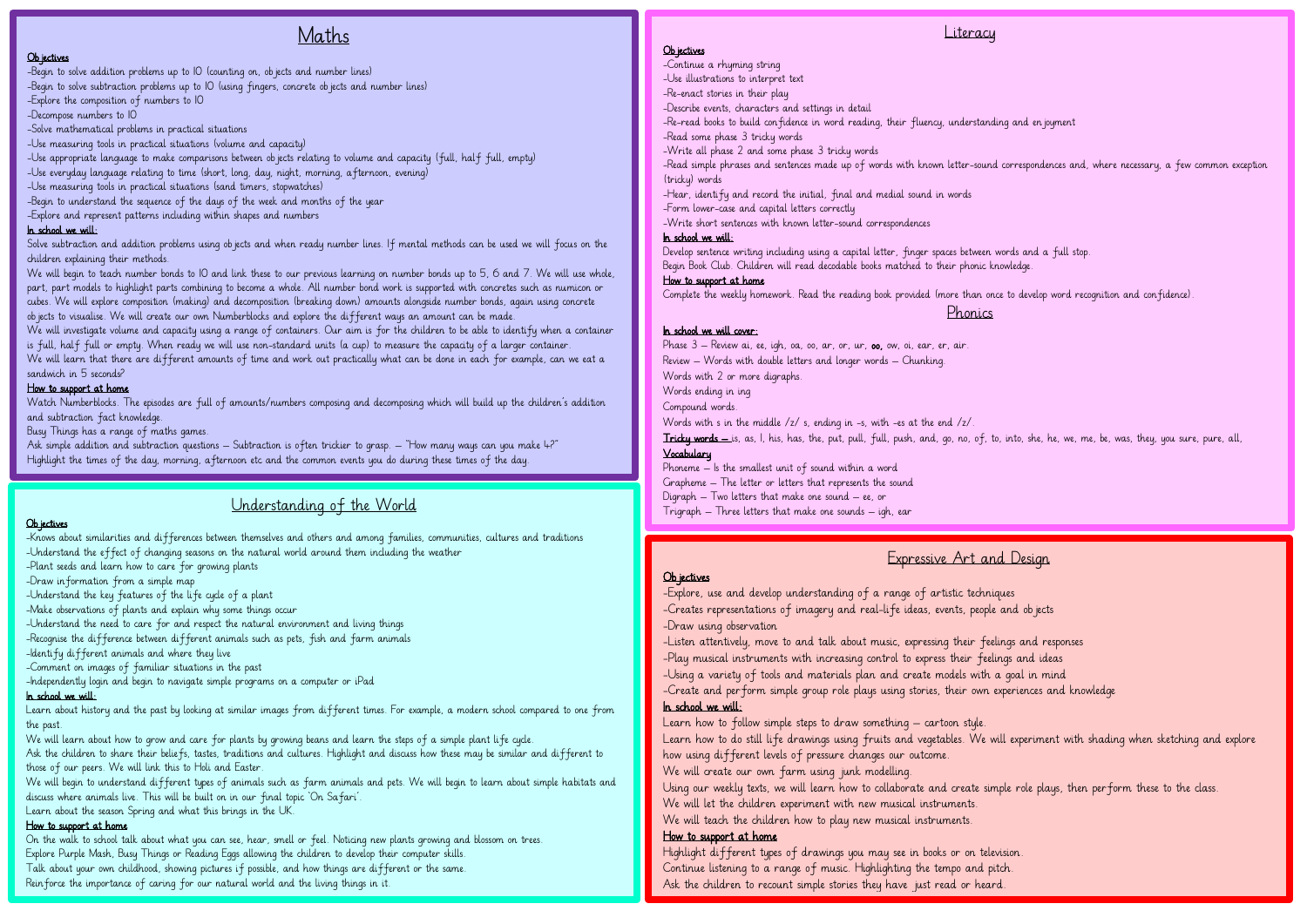# Maths

**Objectives**

- -Begin to solve addition problems up to 10 (counting on, objects and number lines)
- -Begin to solve subtraction problems up to 10 (using fingers, concrete objects and number lines)
- -Explore the composition of numbers to 10
- -Decompose numbers to 10
- -Solve mathematical problems in practical situations
- -Use measuring tools in practical situations (volume and capacity)
- -Use appropriate language to make comparisons between objects relating to volume and capacity (full, half full, empty)
- -Use everyday language relating to time (short, long, day, night, morning, afternoon, evening)
- -Use measuring tools in practical situations (sand timers, stopwatches)
- -Begin to understand the sequence of the days of the week and months of the year
- -Explore and represent patterns including within shapes and numbers

**In school we will:**

Solve subtraction and addition problems using objects and when ready number lines. If mental methods can be used we will focus on the children explaining their methods.

We will begin to teach number bonds to 10 and link these to our previous learning on number bonds up to 5, 6 and 7. We will use whole, part, part models to highlight parts combining to become a whole. All number bond work is supported with concretes such as numicon or cubes. We will explore composition (making) and decomposition (breaking down) amounts alongside number bonds, again using concrete objects to visualise. We will create our own Numberblocks and explore the different ways an amount can be made.

We will investigate volume and capacity using a range of containers. Our aim is for the children to be able to identify when a container is full, half full or empty. When ready we will use non-standard units (a cup) to measure the capacity of a larger container.

We will learn that there are different amounts of time and work out practically what can be done in each for example, can we eat a sandwich in 5 seconds?

**How to support at home**

Watch Numberblocks. The episodes are full of amounts/numbers composing and decomposing which will build up the children's addition and subtraction fact knowledge.

Busy Things has a range of maths games.

Ask simple addition and subtraction questions – Subtraction is often trickier to grasp. – "How many ways can you make 4?"

Highlight the times of the day, morning, afternoon etc and the common events you do during these times of the day.

# Literacy

**Objectives**

- -Continue a rhyming string
- -Use illustrations to interpret text
- -Re-enact stories in their play
- -Describe events, characters and settings in detail
- -Re-read books to build confidence in word reading, their fluency, understanding and enjoyment
- -Read some phase 3 tricky words
- -Write all phase 2 and some phase 3 tricky words
- -Read simple phrases and sentences made up of words with known letter-sound correspondences and, where necessary, a few common exception (tricky) words
- -Hear, identify and record the initial, final and medial sound in words
- -Form lower-case and capital letters correctly
- -Write short sentences with known letter-sound correspondences

**In school we will:**

Develop sentence writing including using a capital letter, finger spaces between words and a full stop.

Begin Book Club. Children will read decodable books matched to their phonic knowledge.

**How to support at home**

Complete the weekly homework. Read the reading book provided (more than once to develop word recognition and confidence).

## Phonics

**In school we will cover:**

Phase 3 – Review ai, ee, igh, oa, oo, ar, or, ur, **oo**, ow, oi, ear, er, air.

Review – Words with double letters and longer words – Chunking.

Words with 2 or more digraphs.

Words ending in ing

Compound words.

Words with s in the middle /z/ s, ending in -s, with -es at the end /z/.

**Tricky words –** is, as, I, his, has, the, put, pull, full, push, and, go, no, of, to, into, she, he, we, me, be, was, they, you sure, pure, all,

**Vocabulary**

Phoneme – Is the smallest unit of sound within a word

Grapheme – The letter or letters that represents the sound

Digraph – Two letters that make one sound – ee, or

Trigraph – Three letters that make one sounds – igh, ear

# Understanding of the World

**Objectives**

- -Knows about similarities and differences between themselves and others and among families, communities, cultures and traditions
- -Understand the effect of changing seasons on the natural world around them including the weather
- -Plant seeds and learn how to care for growing plants
- -Draw information from a simple map
- -Understand the key features of the life cycle of a plant
- -Make observations of plants and explain why some things occur
- -Understand the need to care for and respect the natural environment and living things
- -Recognise the difference between different animals such as pets, fish and farm animals
- -Identify different animals and where they live
- -Comment on images of familiar situations in the past
- -Independently login and begin to navigate simple programs on a computer or iPad

**In school we will:**

Learn about history and the past by looking at similar images from different times. For example, a modern school compared to one from the past.

We will learn about how to grow and care for plants by growing beans and learn the steps of a simple plant life cycle.

Ask the children to share their beliefs, tastes, traditions and cultures. Highlight and discuss how these may be similar and different to those of our peers. We will link this to Holi and Easter.

We will begin to understand different types of animals such as farm animals and pets. We will begin to learn about simple habitats and discuss where animals live. This will be built on in our final topic 'On Safari'.

Learn about the season Spring and what this brings in the UK.

**How to support at home**

On the walk to school talk about what you can see, hear, smell or feel. Noticing new plants growing and blossom on trees.

Explore Purple Mash, Busy Things or Reading Eggs allowing the children to develop their computer skills.

Talk about your own childhood, showing pictures if possible, and how things are different or the same.

Reinforce the importance of caring for our natural world and the living things in it.

# Expressive Art and Design

**Objectives**

- -Explore, use and develop understanding of a range of artistic techniques
- -Creates representations of imagery and real-life ideas, events, people and objects
- -Draw using observation
- -Listen attentively, move to and talk about music, expressing their feelings and responses
- -Play musical instruments with increasing control to express their feelings and ideas
- -Using a variety of tools and materials plan and create models with a goal in mind
- -Create and perform simple group role plays using stories, their own experiences and knowledge

**In school we will:**

Learn how to follow simple steps to draw something – cartoon style.

Learn how to do still life drawings using fruits and vegetables. We will experiment with shading when sketching and explore how using different levels of pressure changes our outcome.

We will create our own farm using junk modelling.

Using our weekly texts, we will learn how to collaborate and create simple role plays, then perform these to the class.

We will let the children experiment with new musical instruments.

We will teach the children how to play new musical instruments.

**How to support at home**

Highlight different types of drawings you may see in books or on television.

Continue listening to a range of music. Highlighting the tempo and pitch.

Ask the children to recount simple stories they have just read or heard.